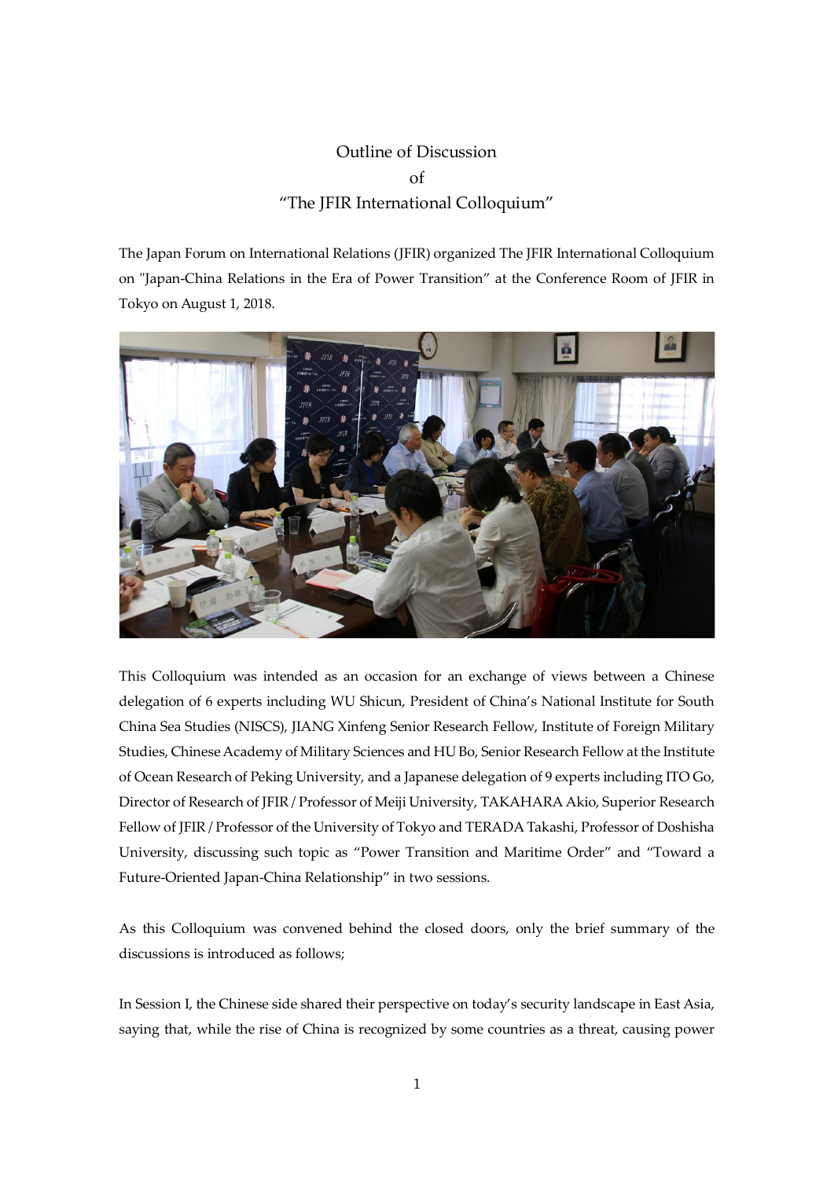# Outline of Discussion
# of
# "The JFIR International Colloquium"

The Japan Forum on International Relations (JFIR) organized The JFIR International Colloquium on "Japan-China Relations in the Era of Power Transition" at the Conference Room of JFIR in Tokyo on August 1, 2018.

This Colloquium was intended as an occasion for an exchange of views between a Chinese delegation of 6 experts including WU Shicun, President of China's National Institute for South China Sea Studies (NISCS), JIANG Xinfeng Senior Research Fellow, Institute of Foreign Military Studies, Chinese Academy of Military Sciences and HU Bo, Senior Research Fellow at the Institute of Ocean Research of Peking University, and a Japanese delegation of 9 experts including ITO Go, Director of Research of JFIR / Professor of Meiji University, TAKAHARA Akio, Superior Research Fellow of JFIR / Professor of the University of Tokyo and TERADA Takashi, Professor of Doshisha University, discussing such topic as "Power Transition and Maritime Order" and "Toward a Future-Oriented Japan-China Relationship" in two sessions.

As this Colloquium was convened behind the closed doors, only the brief summary of the discussions is introduced as follows;

In Session I, the Chinese side shared their perspective on today's security landscape in East Asia, saying that, while the rise of China is recognized by some countries as a threat, causing power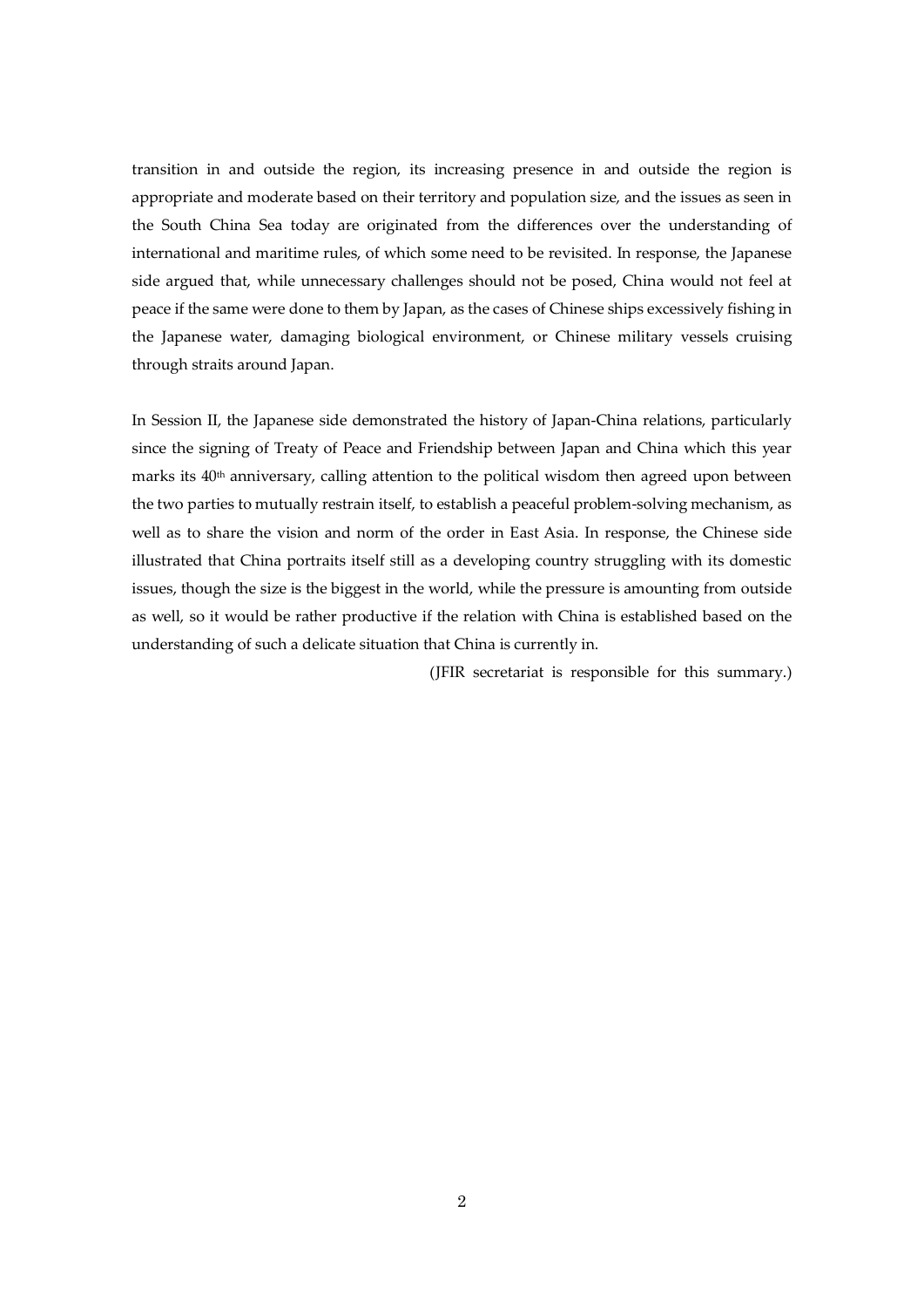transition in and outside the region, its increasing presence in and outside the region is appropriate and moderate based on their territory and population size, and the issues as seen in the South China Sea today are originated from the differences over the understanding of international and maritime rules, of which some need to be revisited. In response, the Japanese side argued that, while unnecessary challenges should not be posed, China would not feel at peace if the same were done to them by Japan, as the cases of Chinese ships excessively fishing in the Japanese water, damaging biological environment, or Chinese military vessels cruising through straits around Japan.

In Session II, the Japanese side demonstrated the history of Japan-China relations, particularly since the signing of Treaty of Peace and Friendship between Japan and China which this year marks its 40th anniversary, calling attention to the political wisdom then agreed upon between the two parties to mutually restrain itself, to establish a peaceful problem-solving mechanism, as well as to share the vision and norm of the order in East Asia. In response, the Chinese side illustrated that China portraits itself still as a developing country struggling with its domestic issues, though the size is the biggest in the world, while the pressure is amounting from outside as well, so it would be rather productive if the relation with China is established based on the understanding of such a delicate situation that China is currently in.

(JFIR secretariat is responsible for this summary.)